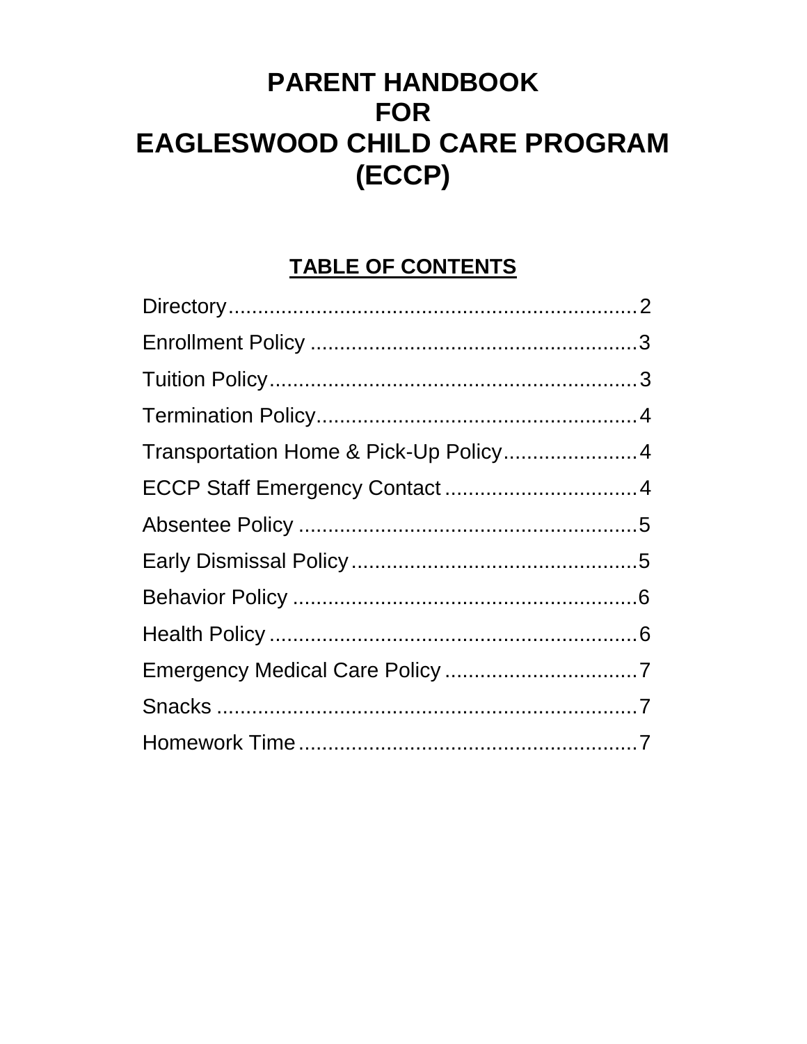# PARENT HANDBOOK FOR EAGLESWOOD CHILD CARE PROGRAM (ECCP)

## TABLE OF CONTENTS

Directory......................................................................2

Enrollment Policy ........................................................3

Tuition Policy................................................................3

Termination Policy........................................................4

Transportation Home & Pick-Up Policy.......................4

ECCP Staff Emergency Contact .................................4

Absentee Policy ...........................................................5

Early Dismissal Policy..................................................5

Behavior Policy ............................................................6

Health Policy ................................................................6

Emergency Medical Care Policy .................................7

Snacks .........................................................................7

Homework Time...........................................................7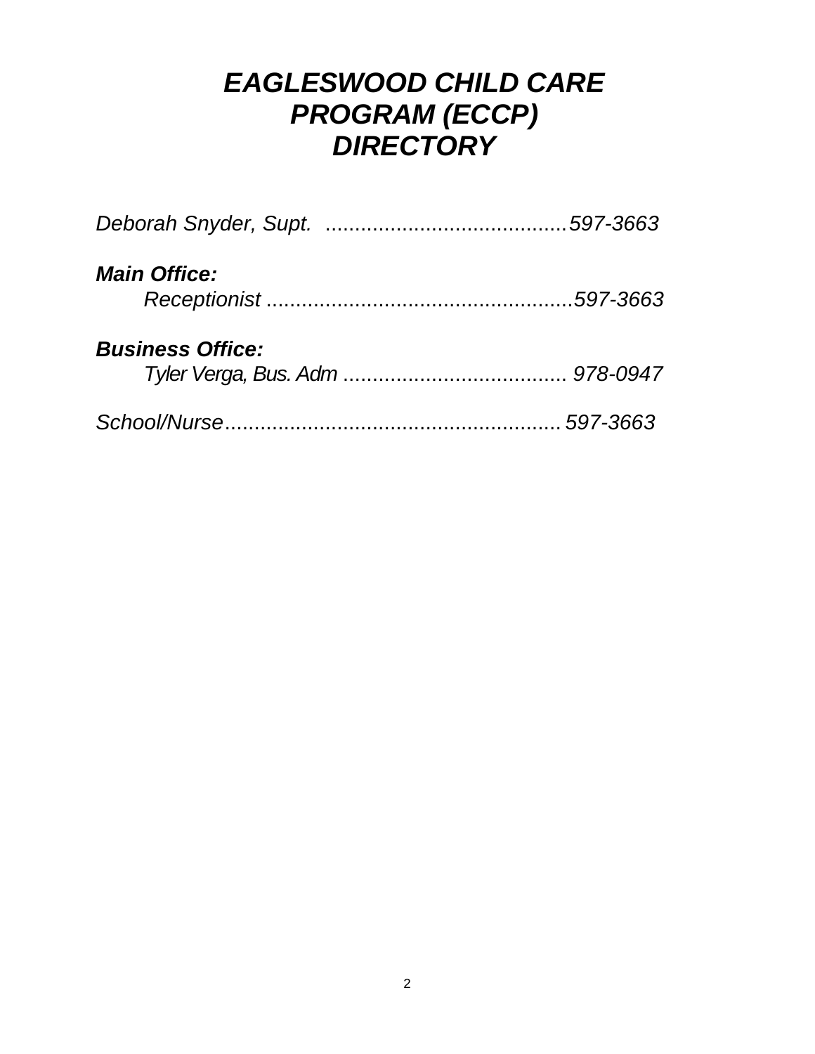# *EAGLESWOOD CHILD CARE PROGRAM (ECCP) DIRECTORY*

*Deborah Snyder, Supt. ..........................................597-3663*

***Main Office:***

*Receptionist .....................................................597-3663*

***Business Office:***

*Tyler Verga, Bus. Adm ...................................... 978-0947*

*School/Nurse.........................................................597-3663*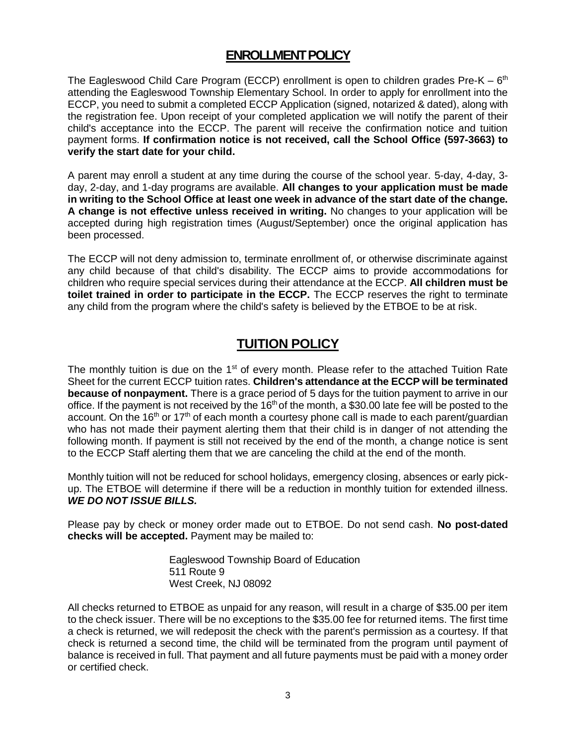## ENROLLMENT POLICY

The Eagleswood Child Care Program (ECCP) enrollment is open to children grades Pre-K – 6th attending the Eagleswood Township Elementary School. In order to apply for enrollment into the ECCP, you need to submit a completed ECCP Application (signed, notarized & dated), along with the registration fee. Upon receipt of your completed application we will notify the parent of their child's acceptance into the ECCP. The parent will receive the confirmation notice and tuition payment forms. **If confirmation notice is not received, call the School Office (597-3663) to verify the start date for your child.**

A parent may enroll a student at any time during the course of the school year. 5-day, 4-day, 3-day, 2-day, and 1-day programs are available. **All changes to your application must be made in writing to the School Office at least one week in advance of the start date of the change. A change is not effective unless received in writing.** No changes to your application will be accepted during high registration times (August/September) once the original application has been processed.

The ECCP will not deny admission to, terminate enrollment of, or otherwise discriminate against any child because of that child's disability. The ECCP aims to provide accommodations for children who require special services during their attendance at the ECCP. **All children must be toilet trained in order to participate in the ECCP.** The ECCP reserves the right to terminate any child from the program where the child's safety is believed by the ETBOE to be at risk.

## TUITION POLICY

The monthly tuition is due on the 1st of every month. Please refer to the attached Tuition Rate Sheet for the current ECCP tuition rates. **Children's attendance at the ECCP will be terminated because of nonpayment.** There is a grace period of 5 days for the tuition payment to arrive in our office. If the payment is not received by the 16th of the month, a $30.00 late fee will be posted to the account. On the 16th or 17th of each month a courtesy phone call is made to each parent/guardian who has not made their payment alerting them that their child is in danger of not attending the following month. If payment is still not received by the end of the month, a change notice is sent to the ECCP Staff alerting them that we are canceling the child at the end of the month.

Monthly tuition will not be reduced for school holidays, emergency closing, absences or early pick-up. The ETBOE will determine if there will be a reduction in monthly tuition for extended illness. ***WE DO NOT ISSUE BILLS.***

Please pay by check or money order made out to ETBOE. Do not send cash. **No post-dated checks will be accepted.** Payment may be mailed to:

Eagleswood Township Board of Education
511 Route 9
West Creek, NJ 08092

All checks returned to ETBOE as unpaid for any reason, will result in a charge of $35.00 per item to the check issuer. There will be no exceptions to the $35.00 fee for returned items. The first time a check is returned, we will redeposit the check with the parent's permission as a courtesy. If that check is returned a second time, the child will be terminated from the program until payment of balance is received in full. That payment and all future payments must be paid with a money order or certified check.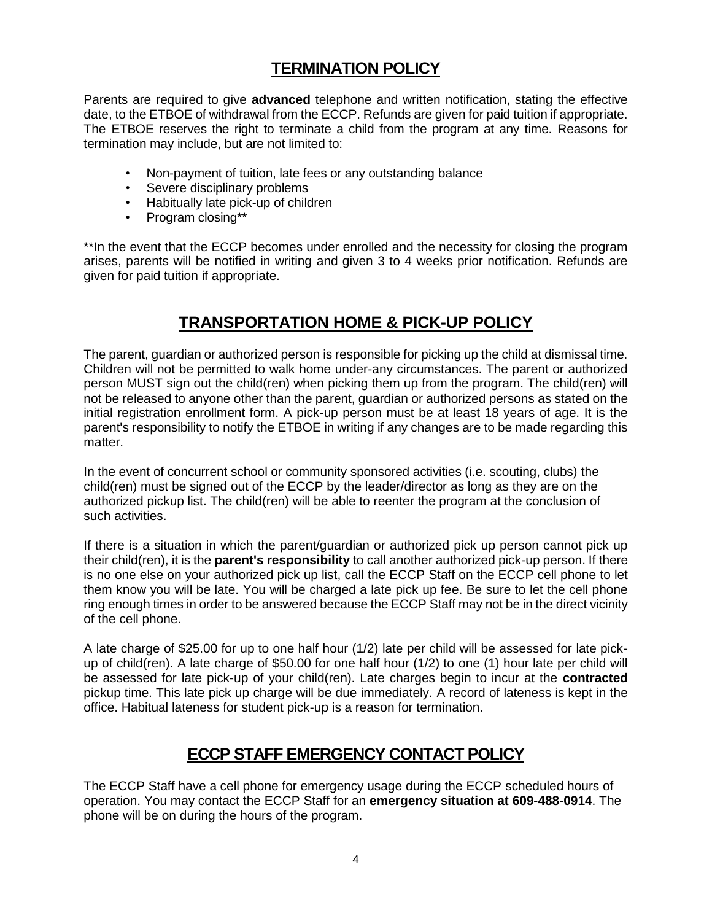## TERMINATION POLICY

Parents are required to give **advanced** telephone and written notification, stating the effective date, to the ETBOE of withdrawal from the ECCP. Refunds are given for paid tuition if appropriate. The ETBOE reserves the right to terminate a child from the program at any time. Reasons for termination may include, but are not limited to:

- Non-payment of tuition, late fees or any outstanding balance
- Severe disciplinary problems
- Habitually late pick-up of children
- Program closing**

**In the event that the ECCP becomes under enrolled and the necessity for closing the program arises, parents will be notified in writing and given 3 to 4 weeks prior notification. Refunds are given for paid tuition if appropriate.

## TRANSPORTATION HOME & PICK-UP POLICY

The parent, guardian or authorized person is responsible for picking up the child at dismissal time. Children will not be permitted to walk home under-any circumstances. The parent or authorized person MUST sign out the child(ren) when picking them up from the program. The child(ren) will not be released to anyone other than the parent, guardian or authorized persons as stated on the initial registration enrollment form. A pick-up person must be at least 18 years of age. It is the parent's responsibility to notify the ETBOE in writing if any changes are to be made regarding this matter.

In the event of concurrent school or community sponsored activities (i.e. scouting, clubs) the child(ren) must be signed out of the ECCP by the leader/director as long as they are on the authorized pickup list. The child(ren) will be able to reenter the program at the conclusion of such activities.

If there is a situation in which the parent/guardian or authorized pick up person cannot pick up their child(ren), it is the **parent's responsibility** to call another authorized pick-up person. If there is no one else on your authorized pick up list, call the ECCP Staff on the ECCP cell phone to let them know you will be late. You will be charged a late pick up fee. Be sure to let the cell phone ring enough times in order to be answered because the ECCP Staff may not be in the direct vicinity of the cell phone.

A late charge of $25.00 for up to one half hour (1/2) late per child will be assessed for late pick-up of child(ren). A late charge of $50.00 for one half hour (1/2) to one (1) hour late per child will be assessed for late pick-up of your child(ren). Late charges begin to incur at the **contracted** pickup time. This late pick up charge will be due immediately. A record of lateness is kept in the office. Habitual lateness for student pick-up is a reason for termination.

## ECCP STAFF EMERGENCY CONTACT POLICY

The ECCP Staff have a cell phone for emergency usage during the ECCP scheduled hours of operation. You may contact the ECCP Staff for an **emergency situation at 609-488-0914**. The phone will be on during the hours of the program.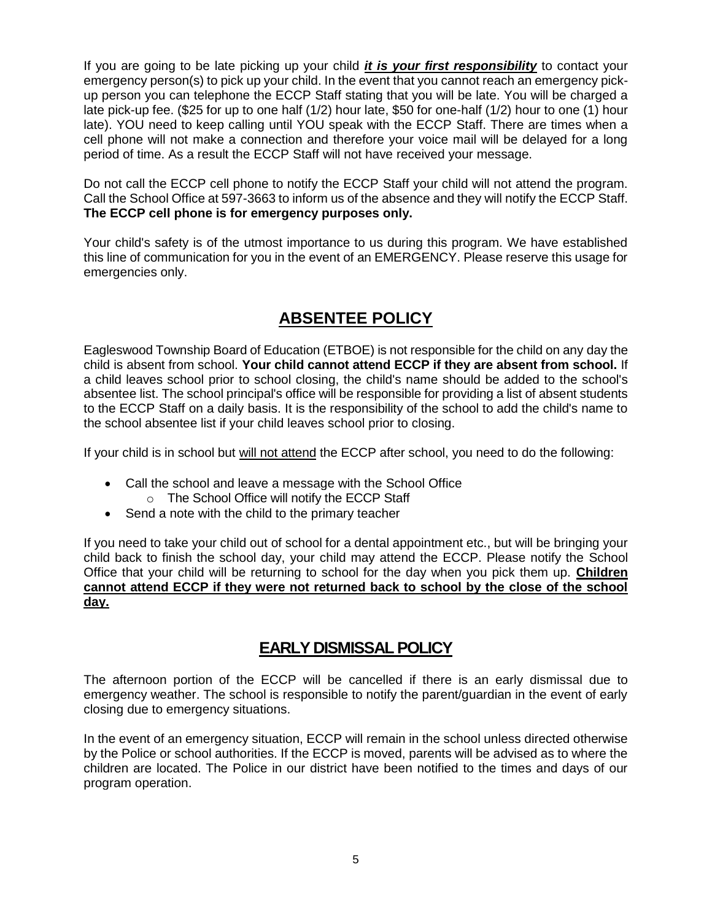If you are going to be late picking up your child ***it is your first responsibility*** to contact your emergency person(s) to pick up your child. In the event that you cannot reach an emergency pick-up person you can telephone the ECCP Staff stating that you will be late. You will be charged a late pick-up fee. ($25 for up to one half (1/2) hour late, $50 for one-half (1/2) hour to one (1) hour late). YOU need to keep calling until YOU speak with the ECCP Staff. There are times when a cell phone will not make a connection and therefore your voice mail will be delayed for a long period of time. As a result the ECCP Staff will not have received your message.

Do not call the ECCP cell phone to notify the ECCP Staff your child will not attend the program. Call the School Office at 597-3663 to inform us of the absence and they will notify the ECCP Staff. **The ECCP cell phone is for emergency purposes only.**

Your child's safety is of the utmost importance to us during this program. We have established this line of communication for you in the event of an EMERGENCY. Please reserve this usage for emergencies only.

## ABSENTEE POLICY

Eagleswood Township Board of Education (ETBOE) is not responsible for the child on any day the child is absent from school. **Your child cannot attend ECCP if they are absent from school.** If a child leaves school prior to school closing, the child's name should be added to the school's absentee list. The school principal's office will be responsible for providing a list of absent students to the ECCP Staff on a daily basis. It is the responsibility of the school to add the child's name to the school absentee list if your child leaves school prior to closing.

If your child is in school but will not attend the ECCP after school, you need to do the following:

- Call the school and leave a message with the School Office
  - The School Office will notify the ECCP Staff
- Send a note with the child to the primary teacher

If you need to take your child out of school for a dental appointment etc., but will be bringing your child back to finish the school day, your child may attend the ECCP. Please notify the School Office that your child will be returning to school for the day when you pick them up. **Children cannot attend ECCP if they were not returned back to school by the close of the school day.**

## EARLY DISMISSAL POLICY

The afternoon portion of the ECCP will be cancelled if there is an early dismissal due to emergency weather. The school is responsible to notify the parent/guardian in the event of early closing due to emergency situations.

In the event of an emergency situation, ECCP will remain in the school unless directed otherwise by the Police or school authorities. If the ECCP is moved, parents will be advised as to where the children are located. The Police in our district have been notified to the times and days of our program operation.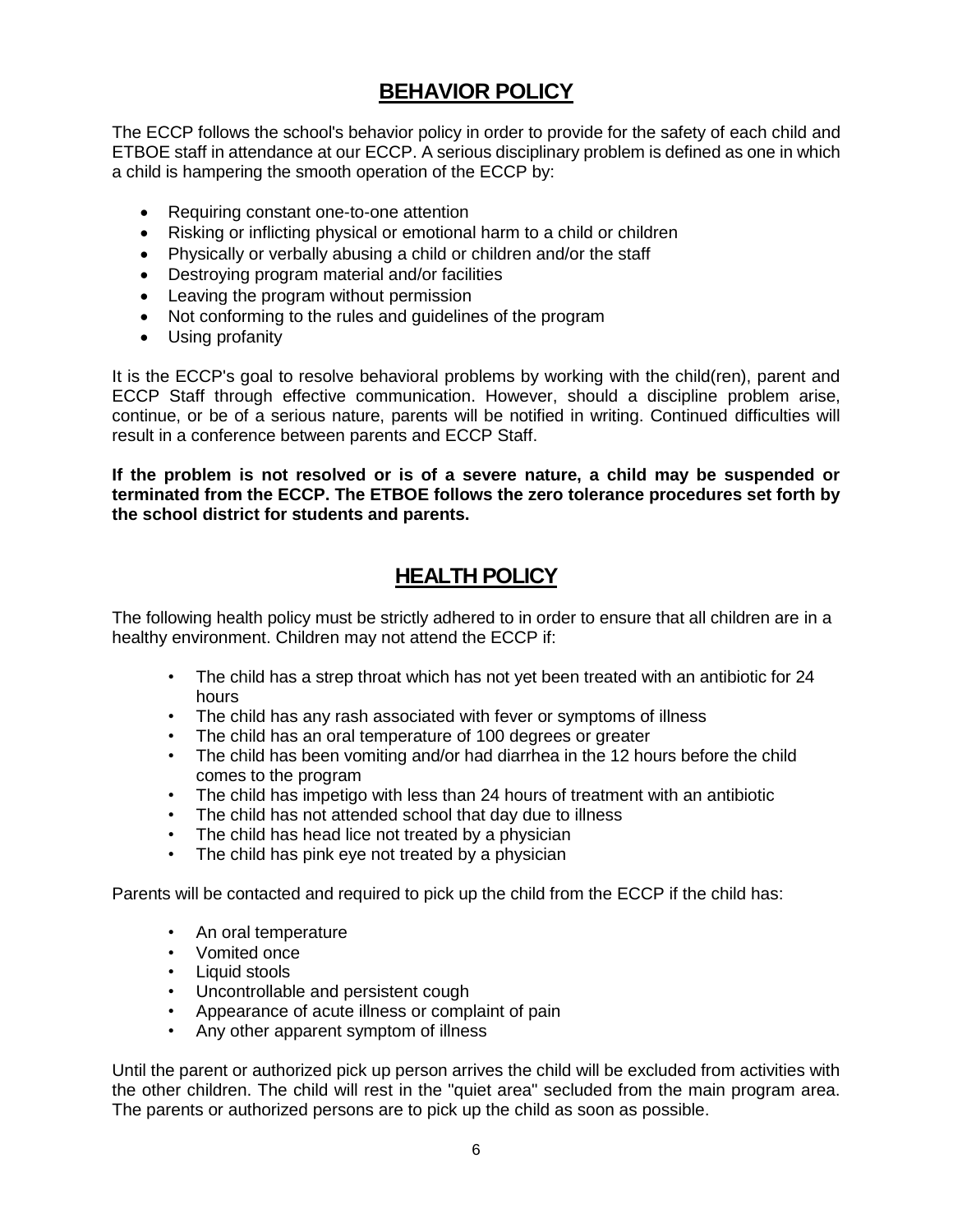## BEHAVIOR POLICY

The ECCP follows the school's behavior policy in order to provide for the safety of each child and ETBOE staff in attendance at our ECCP. A serious disciplinary problem is defined as one in which a child is hampering the smooth operation of the ECCP by:

- Requiring constant one-to-one attention
- Risking or inflicting physical or emotional harm to a child or children
- Physically or verbally abusing a child or children and/or the staff
- Destroying program material and/or facilities
- Leaving the program without permission
- Not conforming to the rules and guidelines of the program
- Using profanity

It is the ECCP's goal to resolve behavioral problems by working with the child(ren), parent and ECCP Staff through effective communication. However, should a discipline problem arise, continue, or be of a serious nature, parents will be notified in writing. Continued difficulties will result in a conference between parents and ECCP Staff.

**If the problem is not resolved or is of a severe nature, a child may be suspended or terminated from the ECCP. The ETBOE follows the zero tolerance procedures set forth by the school district for students and parents.**

## HEALTH POLICY

The following health policy must be strictly adhered to in order to ensure that all children are in a healthy environment. Children may not attend the ECCP if:

- The child has a strep throat which has not yet been treated with an antibiotic for 24 hours
- The child has any rash associated with fever or symptoms of illness
- The child has an oral temperature of 100 degrees or greater
- The child has been vomiting and/or had diarrhea in the 12 hours before the child comes to the program
- The child has impetigo with less than 24 hours of treatment with an antibiotic
- The child has not attended school that day due to illness
- The child has head lice not treated by a physician
- The child has pink eye not treated by a physician

Parents will be contacted and required to pick up the child from the ECCP if the child has:

- An oral temperature
- Vomited once
- Liquid stools
- Uncontrollable and persistent cough
- Appearance of acute illness or complaint of pain
- Any other apparent symptom of illness

Until the parent or authorized pick up person arrives the child will be excluded from activities with the other children. The child will rest in the "quiet area" secluded from the main program area. The parents or authorized persons are to pick up the child as soon as possible.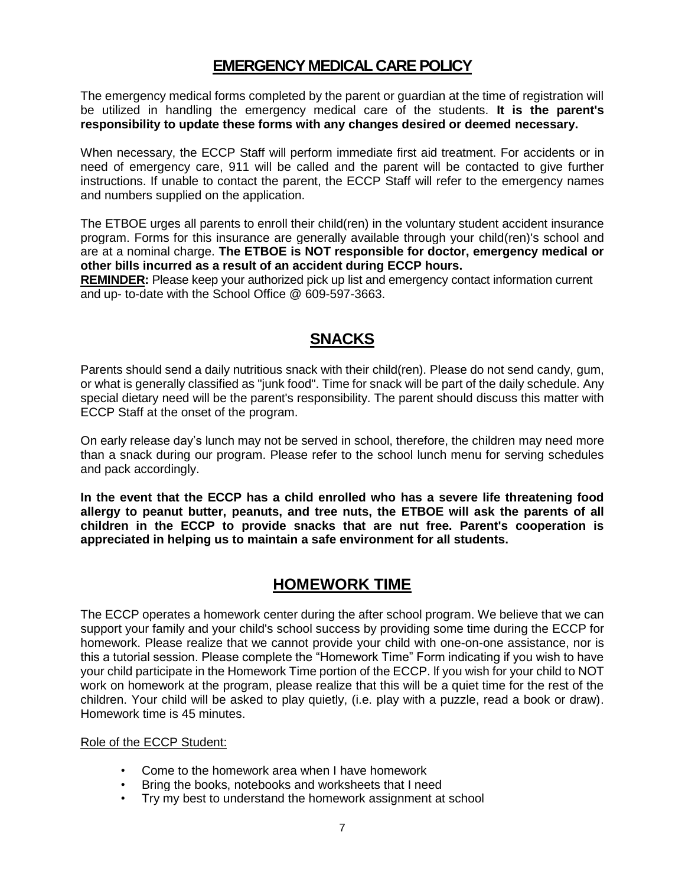## EMERGENCY MEDICAL CARE POLICY

The emergency medical forms completed by the parent or guardian at the time of registration will be utilized in handling the emergency medical care of the students. **It is the parent's responsibility to update these forms with any changes desired or deemed necessary.**

When necessary, the ECCP Staff will perform immediate first aid treatment. For accidents or in need of emergency care, 911 will be called and the parent will be contacted to give further instructions. If unable to contact the parent, the ECCP Staff will refer to the emergency names and numbers supplied on the application.

The ETBOE urges all parents to enroll their child(ren) in the voluntary student accident insurance program. Forms for this insurance are generally available through your child(ren)'s school and are at a nominal charge. **The ETBOE is NOT responsible for doctor, emergency medical or other bills incurred as a result of an accident during ECCP hours.**

**REMINDER:** Please keep your authorized pick up list and emergency contact information current and up- to-date with the School Office @ 609-597-3663.

## SNACKS

Parents should send a daily nutritious snack with their child(ren). Please do not send candy, gum, or what is generally classified as "junk food". Time for snack will be part of the daily schedule. Any special dietary need will be the parent's responsibility. The parent should discuss this matter with ECCP Staff at the onset of the program.

On early release day's lunch may not be served in school, therefore, the children may need more than a snack during our program. Please refer to the school lunch menu for serving schedules and pack accordingly.

**In the event that the ECCP has a child enrolled who has a severe life threatening food allergy to peanut butter, peanuts, and tree nuts, the ETBOE will ask the parents of all children in the ECCP to provide snacks that are nut free. Parent's cooperation is appreciated in helping us to maintain a safe environment for all students.**

## HOMEWORK TIME

The ECCP operates a homework center during the after school program. We believe that we can support your family and your child's school success by providing some time during the ECCP for homework. Please realize that we cannot provide your child with one-on-one assistance, nor is this a tutorial session. Please complete the "Homework Time" Form indicating if you wish to have your child participate in the Homework Time portion of the ECCP. If you wish for your child to NOT work on homework at the program, please realize that this will be a quiet time for the rest of the children. Your child will be asked to play quietly, (i.e. play with a puzzle, read a book or draw). Homework time is 45 minutes.

Role of the ECCP Student:

- Come to the homework area when I have homework
- Bring the books, notebooks and worksheets that I need
- Try my best to understand the homework assignment at school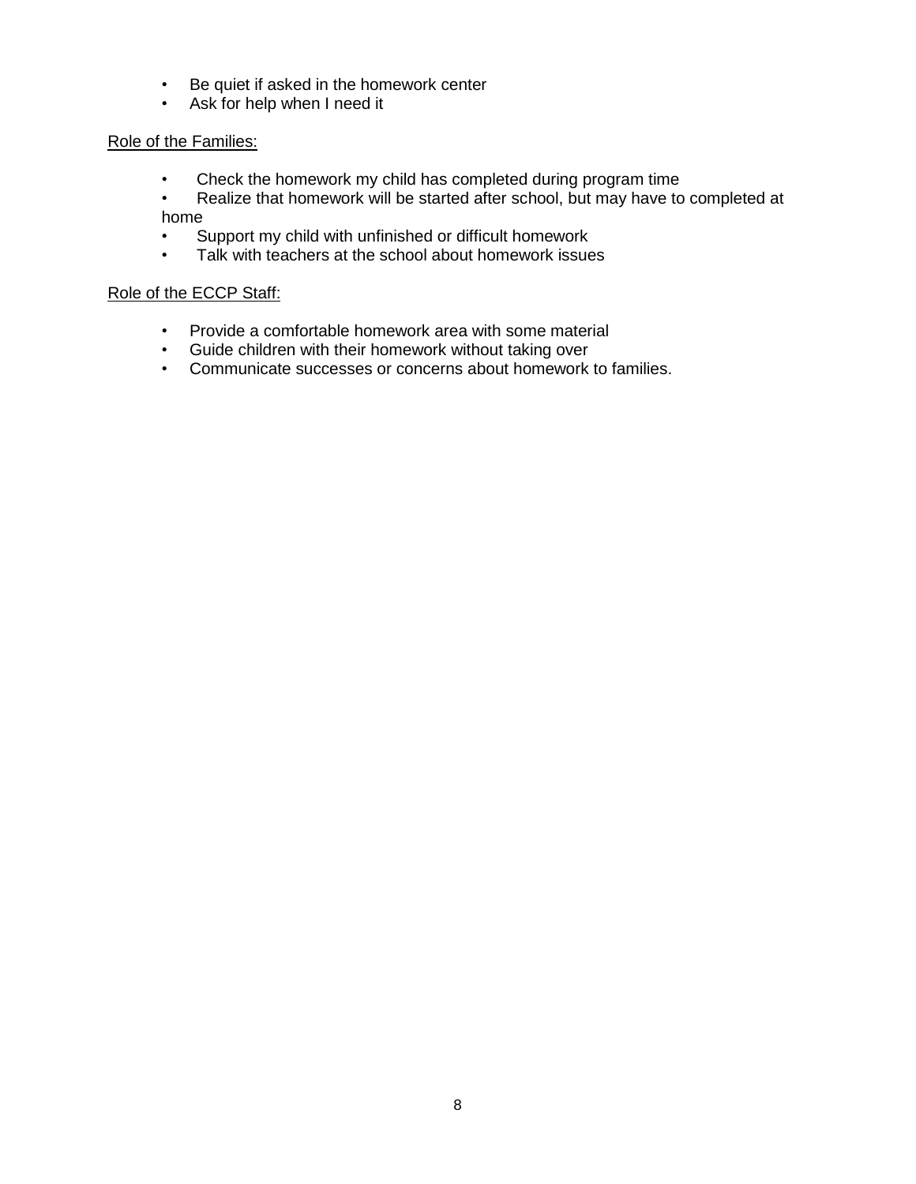- Be quiet if asked in the homework center
- Ask for help when I need it

Role of the Families:

- Check the homework my child has completed during program time
- Realize that homework will be started after school, but may have to completed at home
- Support my child with unfinished or difficult homework
- Talk with teachers at the school about homework issues

Role of the ECCP Staff:

- Provide a comfortable homework area with some material
- Guide children with their homework without taking over
- Communicate successes or concerns about homework to families.